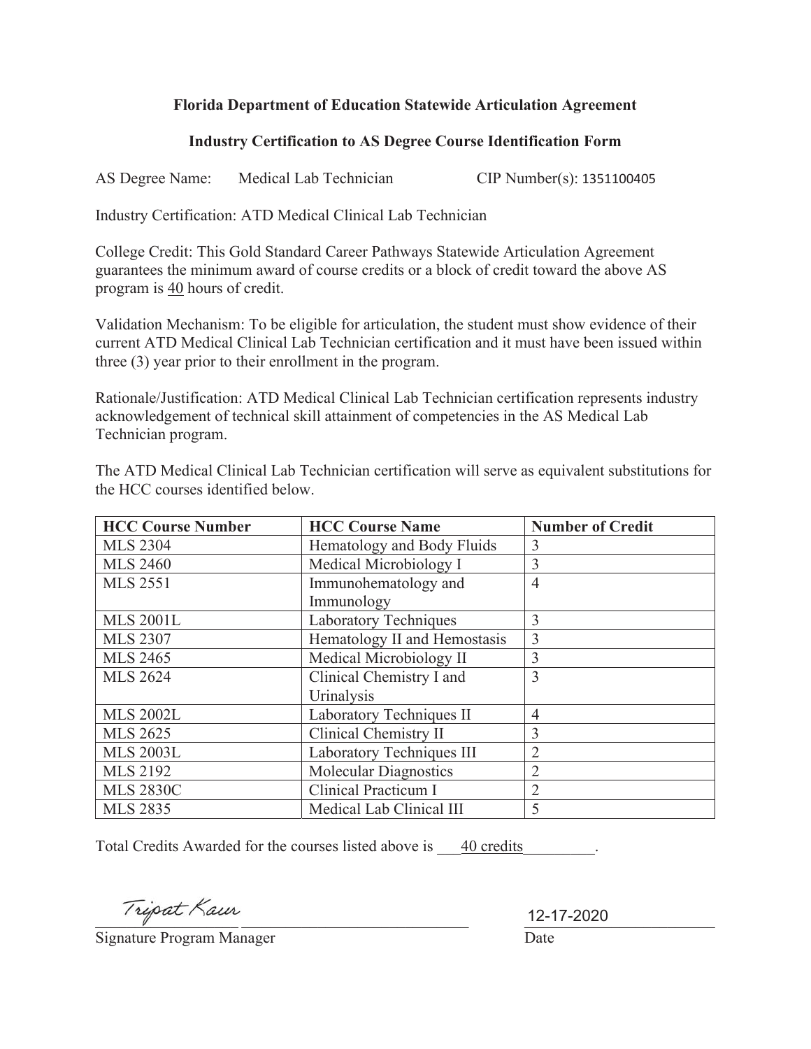**Florida Department of Education Statewide Articulation Agreement**

**Industry Certification to AS Degree Course Identification Form**

AS Degree Name: Medical Lab Technician CIP Number(s): 1351100405

Industry Certification: ATD Medical Clinical Lab Technician

College Credit: This Gold Standard Career Pathways Statewide Articulation Agreement guarantees the minimum award of course credits or a block of credit toward the above AS program is 40 hours of credit.

Validation Mechanism: To be eligible for articulation, the student must show evidence of their current ATD Medical Clinical Lab Technician certification and it must have been issued within three (3) year prior to their enrollment in the program.

Rationale/Justification: ATD Medical Clinical Lab Technician certification represents industry acknowledgement of technical skill attainment of competencies in the AS Medical Lab Technician program.

The ATD Medical Clinical Lab Technician certification will serve as equivalent substitutions for the HCC courses identified below.

| HCC Course Number | HCC Course Name | Number of Credit |
|---|---|---|
| MLS 2304 | Hematology and Body Fluids | 3 |
| MLS 2460 | Medical Microbiology I | 3 |
| MLS 2551 | Immunohematology and Immunology | 4 |
| MLS 2001L | Laboratory Techniques | 3 |
| MLS 2307 | Hematology II and Hemostasis | 3 |
| MLS 2465 | Medical Microbiology II | 3 |
| MLS 2624 | Clinical Chemistry I and Urinalysis | 3 |
| MLS 2002L | Laboratory Techniques II | 4 |
| MLS 2625 | Clinical Chemistry II | 3 |
| MLS 2003L | Laboratory Techniques III | 2 |
| MLS 2192 | Molecular Diagnostics | 2 |
| MLS 2830C | Clinical Practicum I | 2 |
| MLS 2835 | Medical Lab Clinical III | 5 |

Total Credits Awarded for the courses listed above is 40 credits.

Tripat Kaur

Signature Program Manager

12-17-2020

Date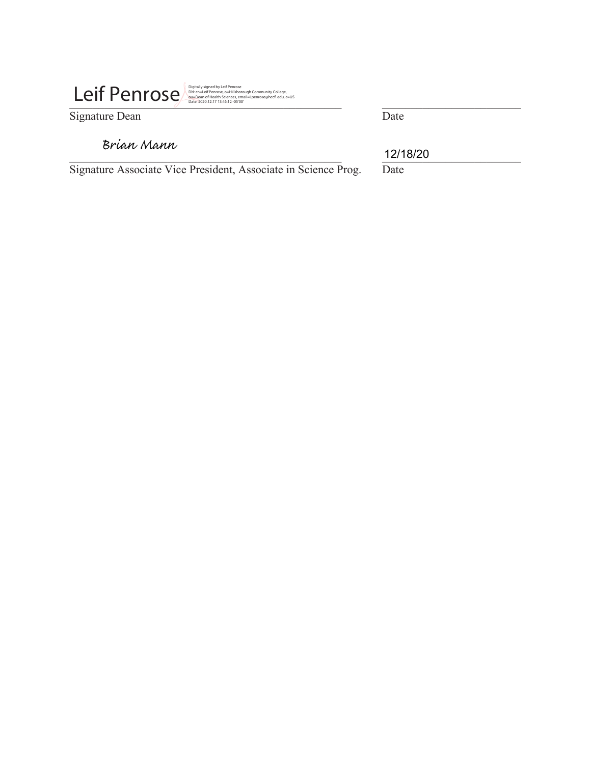Leif Penrose

Digitally signed by Leif Penrose
DN: cn=Leif Penrose, o=Hillsborough Community College, ou=Dean of Health Sciences, email=Lpenrose@hccfl.edu, c=US
Date: 2020.12.17 13:46:12 -05'00'

Signature Dean &nbsp;&nbsp;&nbsp;&nbsp;&nbsp;&nbsp;&nbsp;&nbsp;&nbsp;&nbsp; Date

Brian Mann &nbsp;&nbsp;&nbsp;&nbsp;&nbsp;&nbsp;&nbsp;&nbsp;&nbsp;&nbsp; 12/18/20

Signature Associate Vice President, Associate in Science Prog. &nbsp;&nbsp;&nbsp;&nbsp;&nbsp;&nbsp;&nbsp;&nbsp;&nbsp;&nbsp; Date